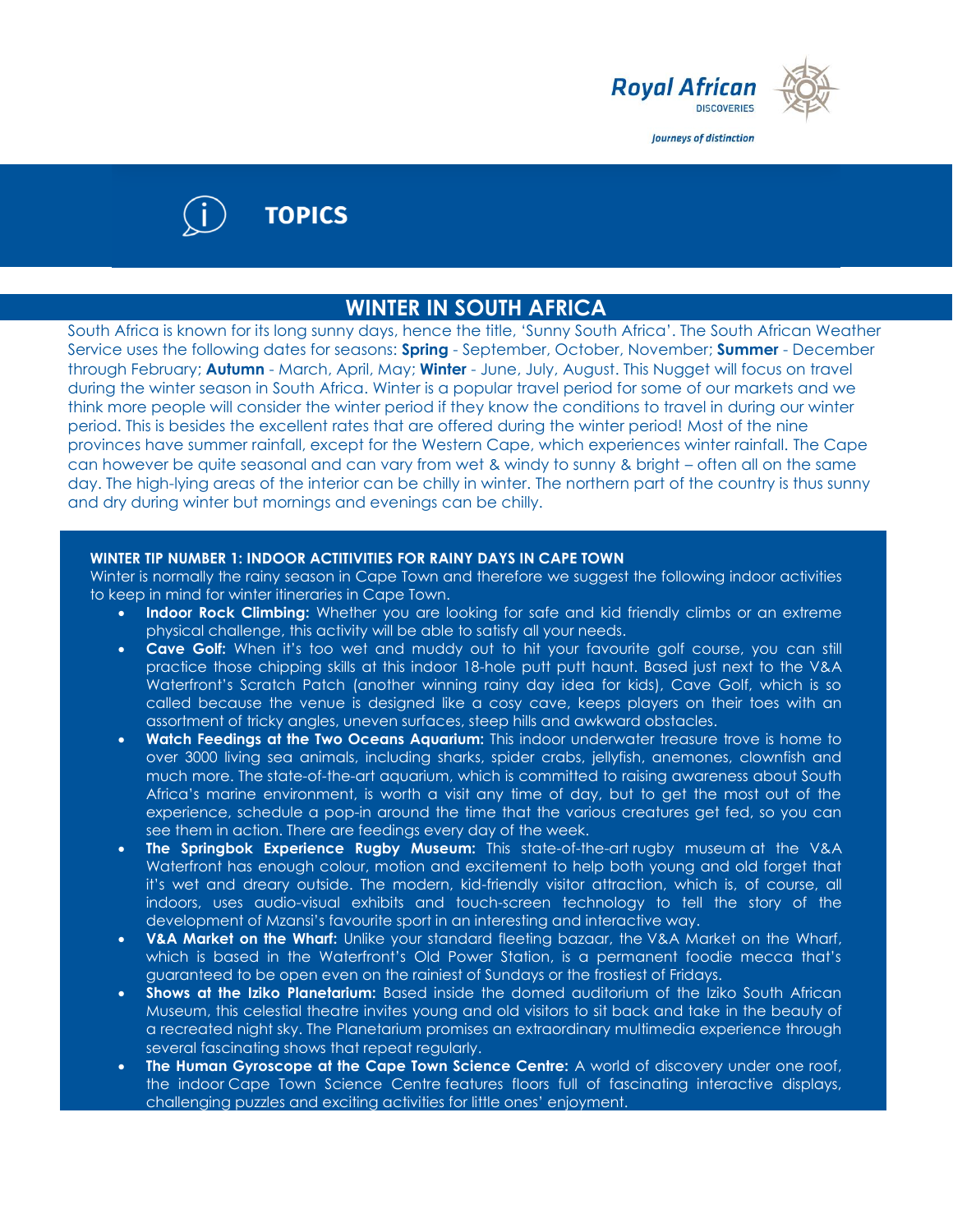Royal African
DISCOVERIES
Journeys of distinction

# TOPICS

## WINTER IN SOUTH AFRICA

South Africa is known for its long sunny days, hence the title, 'Sunny South Africa'. The South African Weather Service uses the following dates for seasons: **Spring** - September, October, November; **Summer** - December through February; **Autumn** - March, April, May; **Winter** - June, July, August. This Nugget will focus on travel during the winter season in South Africa. Winter is a popular travel period for some of our markets and we think more people will consider the winter period if they know the conditions to travel in during our winter period. This is besides the excellent rates that are offered during the winter period! Most of the nine provinces have summer rainfall, except for the Western Cape, which experiences winter rainfall. The Cape can however be quite seasonal and can vary from wet & windy to sunny & bright – often all on the same day. The high-lying areas of the interior can be chilly in winter. The northern part of the country is thus sunny and dry during winter but mornings and evenings can be chilly.

### WINTER TIP NUMBER 1: INDOOR ACTITIVITIES FOR RAINY DAYS IN CAPE TOWN

Winter is normally the rainy season in Cape Town and therefore we suggest the following indoor activities to keep in mind for winter itineraries in Cape Town.

- **Indoor Rock Climbing:** Whether you are looking for safe and kid friendly climbs or an extreme physical challenge, this activity will be able to satisfy all your needs.
- **Cave Golf:** When it's too wet and muddy out to hit your favourite golf course, you can still practice those chipping skills at this indoor 18-hole putt putt haunt. Based just next to the V&A Waterfront's Scratch Patch (another winning rainy day idea for kids), Cave Golf, which is so called because the venue is designed like a cosy cave, keeps players on their toes with an assortment of tricky angles, uneven surfaces, steep hills and awkward obstacles.
- **Watch Feedings at the Two Oceans Aquarium:** This indoor underwater treasure trove is home to over 3000 living sea animals, including sharks, spider crabs, jellyfish, anemones, clownfish and much more. The state-of-the-art aquarium, which is committed to raising awareness about South Africa's marine environment, is worth a visit any time of day, but to get the most out of the experience, schedule a pop-in around the time that the various creatures get fed, so you can see them in action. There are feedings every day of the week.
- **The Springbok Experience Rugby Museum:** This state-of-the-art rugby museum at the V&A Waterfront has enough colour, motion and excitement to help both young and old forget that it's wet and dreary outside. The modern, kid-friendly visitor attraction, which is, of course, all indoors, uses audio-visual exhibits and touch-screen technology to tell the story of the development of Mzansi's favourite sport in an interesting and interactive way.
- **V&A Market on the Wharf:** Unlike your standard fleeting bazaar, the V&A Market on the Wharf, which is based in the Waterfront's Old Power Station, is a permanent foodie mecca that's guaranteed to be open even on the rainiest of Sundays or the frostiest of Fridays.
- **Shows at the Iziko Planetarium:** Based inside the domed auditorium of the Iziko South African Museum, this celestial theatre invites young and old visitors to sit back and take in the beauty of a recreated night sky. The Planetarium promises an extraordinary multimedia experience through several fascinating shows that repeat regularly.
- **The Human Gyroscope at the Cape Town Science Centre:** A world of discovery under one roof, the indoor Cape Town Science Centre features floors full of fascinating interactive displays, challenging puzzles and exciting activities for little ones' enjoyment.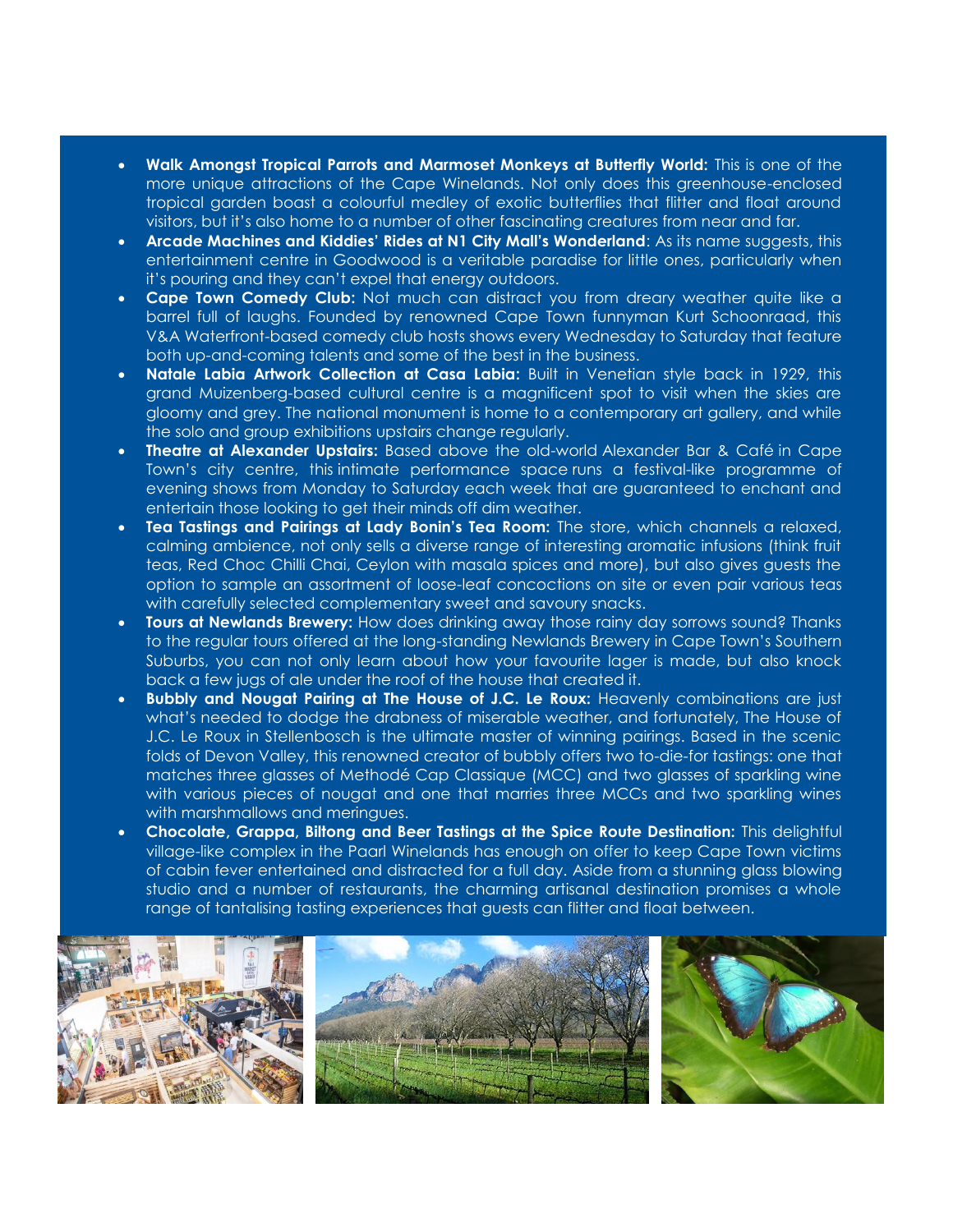- **Walk Amongst Tropical Parrots and Marmoset Monkeys at Butterfly World:** This is one of the more unique attractions of the Cape Winelands. Not only does this greenhouse-enclosed tropical garden boast a colourful medley of exotic butterflies that flitter and float around visitors, but it's also home to a number of other fascinating creatures from near and far.
- **Arcade Machines and Kiddies' Rides at N1 City Mall's Wonderland**: As its name suggests, this entertainment centre in Goodwood is a veritable paradise for little ones, particularly when it's pouring and they can't expel that energy outdoors.
- **Cape Town Comedy Club:** Not much can distract you from dreary weather quite like a barrel full of laughs. Founded by renowned Cape Town funnyman Kurt Schoonraad, this V&A Waterfront-based comedy club hosts shows every Wednesday to Saturday that feature both up-and-coming talents and some of the best in the business.
- **Natale Labia Artwork Collection at Casa Labia:** Built in Venetian style back in 1929, this grand Muizenberg-based cultural centre is a magnificent spot to visit when the skies are gloomy and grey. The national monument is home to a contemporary art gallery, and while the solo and group exhibitions upstairs change regularly.
- **Theatre at Alexander Upstairs:** Based above the old-world Alexander Bar & Café in Cape Town's city centre, this intimate performance space runs a festival-like programme of evening shows from Monday to Saturday each week that are guaranteed to enchant and entertain those looking to get their minds off dim weather.
- **Tea Tastings and Pairings at Lady Bonin's Tea Room:** The store, which channels a relaxed, calming ambience, not only sells a diverse range of interesting aromatic infusions (think fruit teas, Red Choc Chilli Chai, Ceylon with masala spices and more), but also gives guests the option to sample an assortment of loose-leaf concoctions on site or even pair various teas with carefully selected complementary sweet and savoury snacks.
- **Tours at Newlands Brewery:** How does drinking away those rainy day sorrows sound? Thanks to the regular tours offered at the long-standing Newlands Brewery in Cape Town's Southern Suburbs, you can not only learn about how your favourite lager is made, but also knock back a few jugs of ale under the roof of the house that created it.
- **Bubbly and Nougat Pairing at The House of J.C. Le Roux:** Heavenly combinations are just what's needed to dodge the drabness of miserable weather, and fortunately, The House of J.C. Le Roux in Stellenbosch is the ultimate master of winning pairings. Based in the scenic folds of Devon Valley, this renowned creator of bubbly offers two to-die-for tastings: one that matches three glasses of Methodé Cap Classique (MCC) and two glasses of sparkling wine with various pieces of nougat and one that marries three MCCs and two sparkling wines with marshmallows and meringues.
- **Chocolate, Grappa, Biltong and Beer Tastings at the Spice Route Destination:** This delightful village-like complex in the Paarl Winelands has enough on offer to keep Cape Town victims of cabin fever entertained and distracted for a full day. Aside from a stunning glass blowing studio and a number of restaurants, the charming artisanal destination promises a whole range of tantalising tasting experiences that guests can flitter and float between.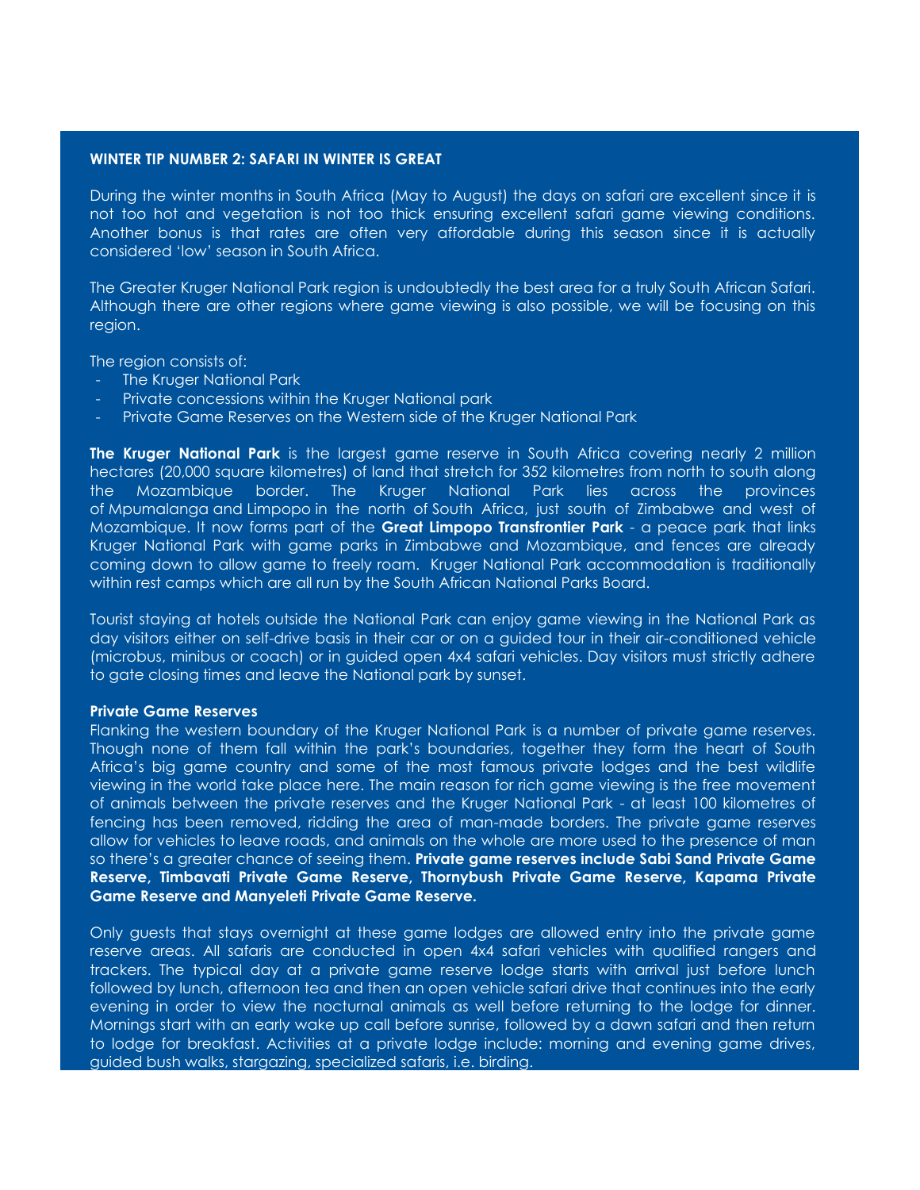**WINTER TIP NUMBER 2: SAFARI IN WINTER IS GREAT**

During the winter months in South Africa (May to August) the days on safari are excellent since it is not too hot and vegetation is not too thick ensuring excellent safari game viewing conditions. Another bonus is that rates are often very affordable during this season since it is actually considered 'low' season in South Africa.

The Greater Kruger National Park region is undoubtedly the best area for a truly South African Safari. Although there are other regions where game viewing is also possible, we will be focusing on this region.

The region consists of:

- The Kruger National Park
- Private concessions within the Kruger National park
- Private Game Reserves on the Western side of the Kruger National Park

**The Kruger National Park** is the largest game reserve in South Africa covering nearly 2 million hectares (20,000 square kilometres) of land that stretch for 352 kilometres from north to south along the Mozambique border. The Kruger National Park lies across the provinces of Mpumalanga and Limpopo in the north of South Africa, just south of Zimbabwe and west of Mozambique. It now forms part of the **Great Limpopo Transfrontier Park** - a peace park that links Kruger National Park with game parks in Zimbabwe and Mozambique, and fences are already coming down to allow game to freely roam. Kruger National Park accommodation is traditionally within rest camps which are all run by the South African National Parks Board.

Tourist staying at hotels outside the National Park can enjoy game viewing in the National Park as day visitors either on self-drive basis in their car or on a guided tour in their air-conditioned vehicle (microbus, minibus or coach) or in guided open 4x4 safari vehicles. Day visitors must strictly adhere to gate closing times and leave the National park by sunset.

**Private Game Reserves**

Flanking the western boundary of the Kruger National Park is a number of private game reserves. Though none of them fall within the park's boundaries, together they form the heart of South Africa's big game country and some of the most famous private lodges and the best wildlife viewing in the world take place here. The main reason for rich game viewing is the free movement of animals between the private reserves and the Kruger National Park - at least 100 kilometres of fencing has been removed, ridding the area of man-made borders. The private game reserves allow for vehicles to leave roads, and animals on the whole are more used to the presence of man so there's a greater chance of seeing them. **Private game reserves include Sabi Sand Private Game Reserve, Timbavati Private Game Reserve, Thornybush Private Game Reserve, Kapama Private Game Reserve and Manyeleti Private Game Reserve.**

Only guests that stays overnight at these game lodges are allowed entry into the private game reserve areas. All safaris are conducted in open 4x4 safari vehicles with qualified rangers and trackers. The typical day at a private game reserve lodge starts with arrival just before lunch followed by lunch, afternoon tea and then an open vehicle safari drive that continues into the early evening in order to view the nocturnal animals as well before returning to the lodge for dinner. Mornings start with an early wake up call before sunrise, followed by a dawn safari and then return to lodge for breakfast. Activities at a private lodge include: morning and evening game drives, guided bush walks, stargazing, specialized safaris, i.e. birding.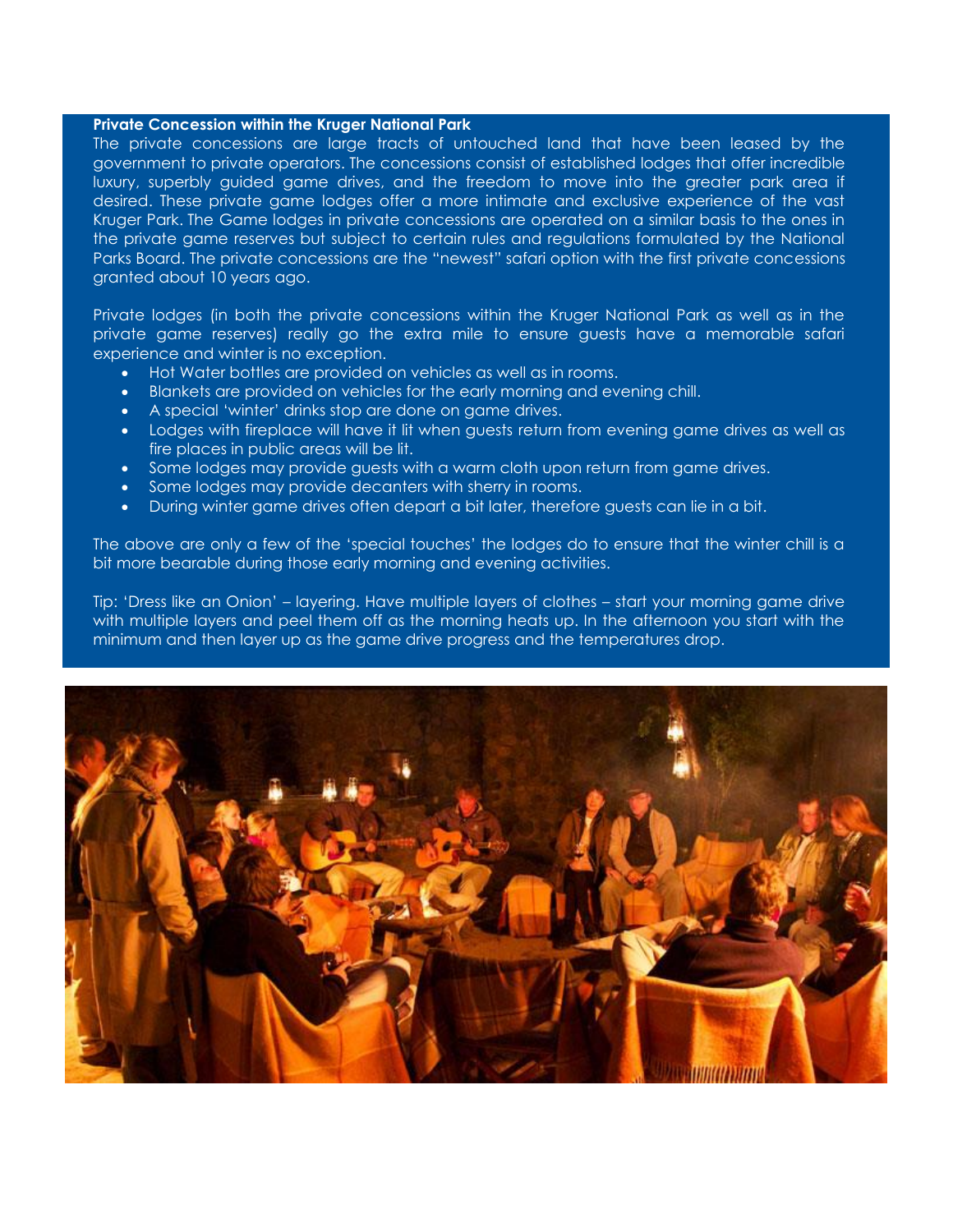**Private Concession within the Kruger National Park**

The private concessions are large tracts of untouched land that have been leased by the government to private operators. The concessions consist of established lodges that offer incredible luxury, superbly guided game drives, and the freedom to move into the greater park area if desired. These private game lodges offer a more intimate and exclusive experience of the vast Kruger Park. The Game lodges in private concessions are operated on a similar basis to the ones in the private game reserves but subject to certain rules and regulations formulated by the National Parks Board. The private concessions are the "newest" safari option with the first private concessions granted about 10 years ago.

Private lodges (in both the private concessions within the Kruger National Park as well as in the private game reserves) really go the extra mile to ensure guests have a memorable safari experience and winter is no exception.

- Hot Water bottles are provided on vehicles as well as in rooms.
- Blankets are provided on vehicles for the early morning and evening chill.
- A special 'winter' drinks stop are done on game drives.
- Lodges with fireplace will have it lit when guests return from evening game drives as well as fire places in public areas will be lit.
- Some lodges may provide guests with a warm cloth upon return from game drives.
- Some lodges may provide decanters with sherry in rooms.
- During winter game drives often depart a bit later, therefore guests can lie in a bit.

The above are only a few of the 'special touches' the lodges do to ensure that the winter chill is a bit more bearable during those early morning and evening activities.

Tip: 'Dress like an Onion' – layering. Have multiple layers of clothes – start your morning game drive with multiple layers and peel them off as the morning heats up. In the afternoon you start with the minimum and then layer up as the game drive progress and the temperatures drop.